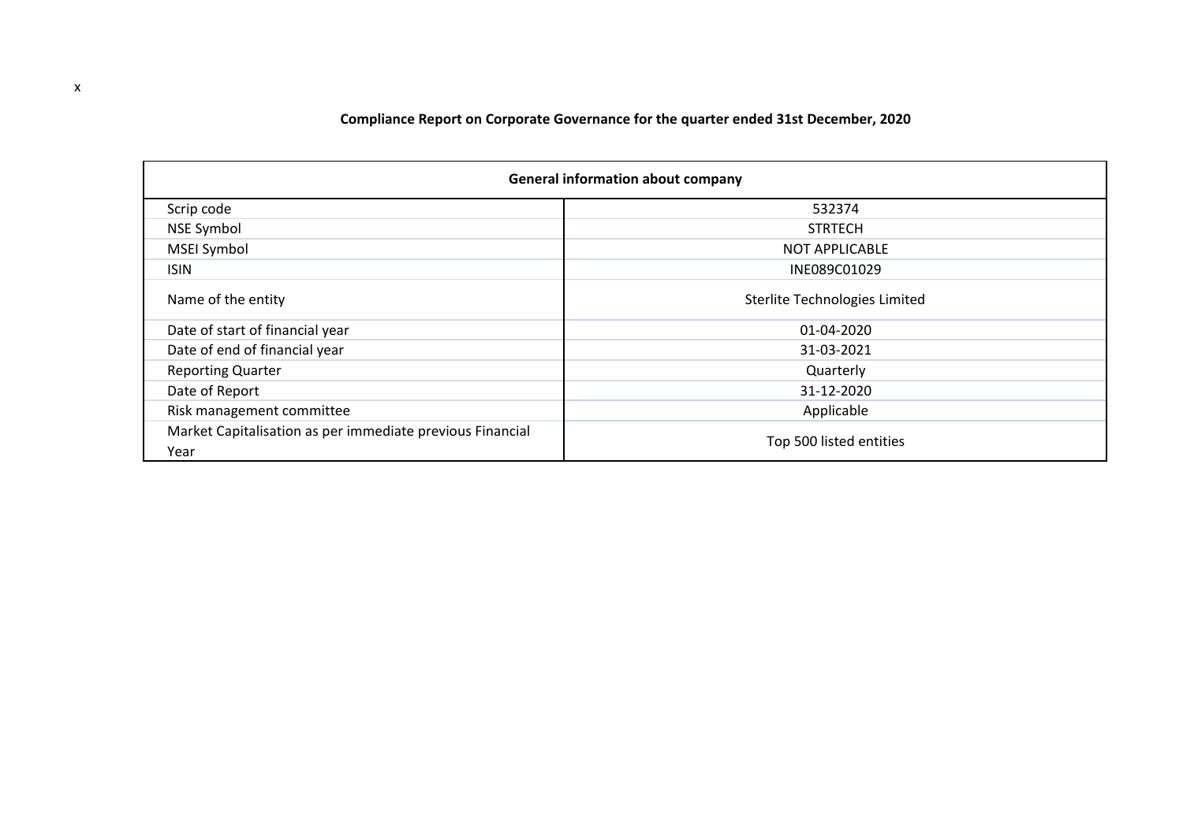x

**Compliance Report on Corporate Governance for the quarter ended 31st December, 2020**

| General information about company | |
|---|---|
| Scrip code | 532374 |
| NSE Symbol | STRTECH |
| MSEI Symbol | NOT APPLICABLE |
| ISIN | INE089C01029 |
| Name of the entity | Sterlite Technologies Limited |
| Date of start of financial year | 01-04-2020 |
| Date of end of financial year | 31-03-2021 |
| Reporting Quarter | Quarterly |
| Date of Report | 31-12-2020 |
| Risk management committee | Applicable |
| Market Capitalisation as per immediate previous Financial Year | Top 500 listed entities |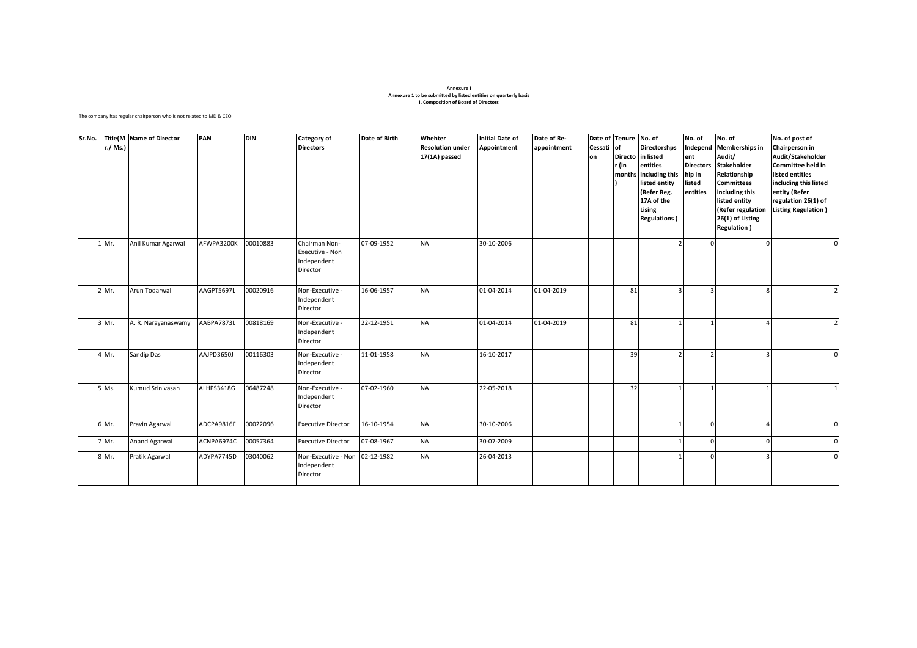**Annexure I**
**Annexure 1 to be submitted by listed entities on quarterly basis**
**I. Composition of Board of Directors**

The company has regular chairperson who is not related to MD & CEO

| Sr.No. | Title(Mr./ Ms.) | Name of Director | PAN | DIN | Category of Directors | Date of Birth | Whehter Resolution under 17(1A) passed | Initial Date of Appointment | Date of Re-appointment | Date of Cessation | Tenure of Director (in months) | No. of Directorshps in listed entities including this listed entity (Refer Reg. 17A of the Lising Regulations ) | No. of Independent Directorship in listed entities | No. of Memberships in Audit/ Stakeholder Relationship Committees including this listed entity (Refer regulation 26(1) of Listing Regulation ) | No. of post of Chairperson in Audit/Stakeholder Committee held in listed entities including this listed entity (Refer regulation 26(1) of Listing Regulation ) |
|---|---|---|---|---|---|---|---|---|---|---|---|---|---|---|---|
| 1 | Mr. | Anil Kumar Agarwal | AFWPA3200K | 00010883 | Chairman Non-Executive - Non Independent Director | 07-09-1952 | NA | 30-10-2006 | | | | 2 | 0 | 0 | 0 |
| 2 | Mr. | Arun Todarwal | AAGPT5697L | 00020916 | Non-Executive - Independent Director | 16-06-1957 | NA | 01-04-2014 | 01-04-2019 | | 81 | 3 | 3 | 8 | 2 |
| 3 | Mr. | A. R. Narayanaswamy | AABPA7873L | 00818169 | Non-Executive - Independent Director | 22-12-1951 | NA | 01-04-2014 | 01-04-2019 | | 81 | 1 | 1 | 4 | 2 |
| 4 | Mr. | Sandip Das | AAJPD3650J | 00116303 | Non-Executive - Independent Director | 11-01-1958 | NA | 16-10-2017 | | | 39 | 2 | 2 | 3 | 0 |
| 5 | Ms. | Kumud Srinivasan | ALHPS3418G | 06487248 | Non-Executive - Independent Director | 07-02-1960 | NA | 22-05-2018 | | | 32 | 1 | 1 | 1 | 1 |
| 6 | Mr. | Pravin Agarwal | ADCPA9816F | 00022096 | Executive Director | 16-10-1954 | NA | 30-10-2006 | | | | 1 | 0 | 4 | 0 |
| 7 | Mr. | Anand Agarwal | ACNPA6974C | 00057364 | Executive Director | 07-08-1967 | NA | 30-07-2009 | | | | 1 | 0 | 0 | 0 |
| 8 | Mr. | Pratik Agarwal | ADYPA7745D | 03040062 | Non-Executive - Non Independent Director | 02-12-1982 | NA | 26-04-2013 | | | | 1 | 0 | 3 | 0 |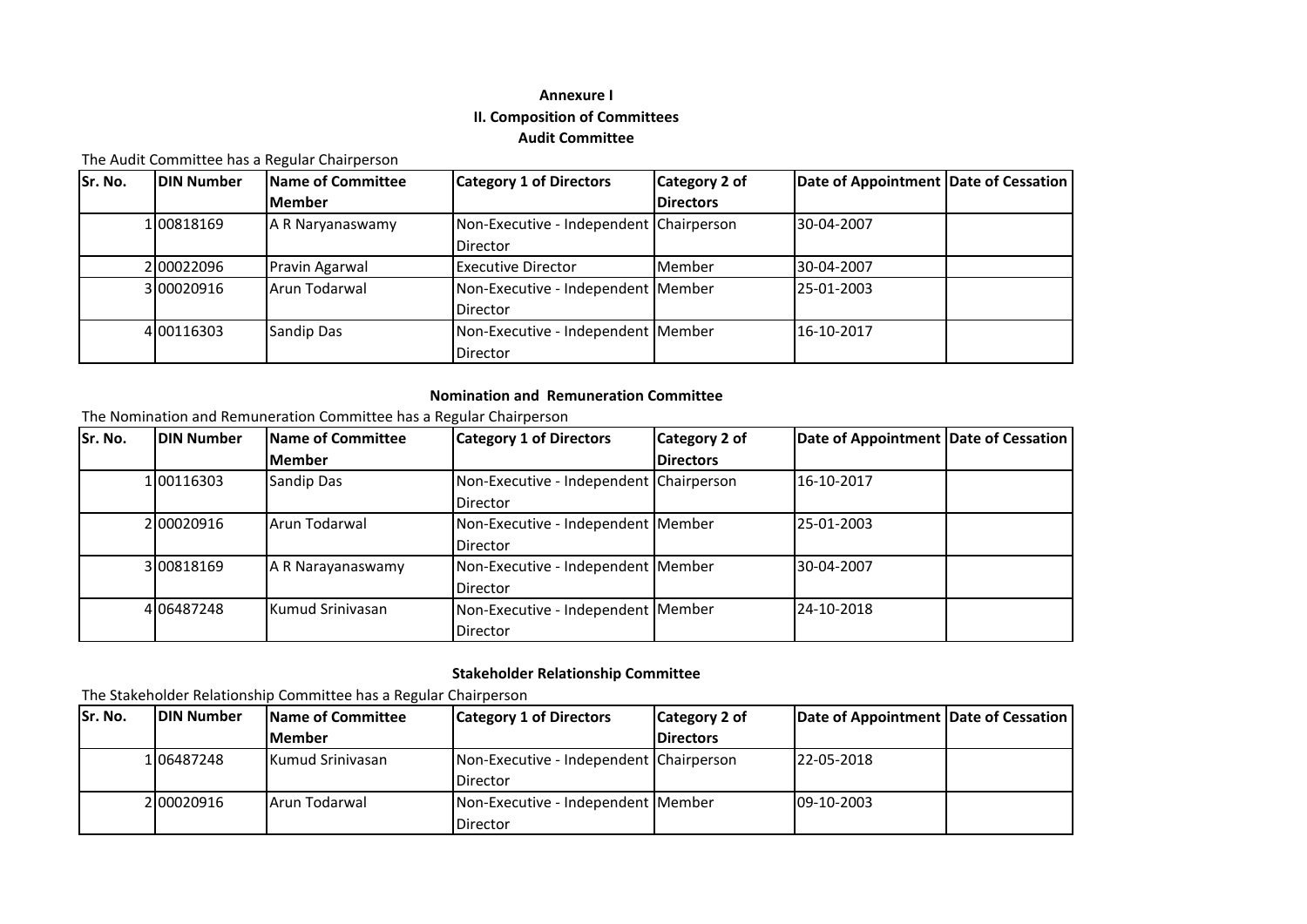**Annexure I**

**II. Composition of Committees**

**Audit Committee**

The Audit Committee has a Regular Chairperson

| Sr. No. | DIN Number | Name of Committee Member | Category 1 of Directors | Category 2 of Directors | Date of Appointment | Date of Cessation |
|---|---|---|---|---|---|---|
| 1 | 00818169 | A R Naryanaswamy | Non-Executive - Independent Director | Chairperson | 30-04-2007 | |
| 2 | 00022096 | Pravin Agarwal | Executive Director | Member | 30-04-2007 | |
| 3 | 00020916 | Arun Todarwal | Non-Executive - Independent Director | Member | 25-01-2003 | |
| 4 | 00116303 | Sandip Das | Non-Executive - Independent Director | Member | 16-10-2017 | |

**Nomination and Remuneration Committee**

The Nomination and Remuneration Committee has a Regular Chairperson

| Sr. No. | DIN Number | Name of Committee Member | Category 1 of Directors | Category 2 of Directors | Date of Appointment | Date of Cessation |
|---|---|---|---|---|---|---|
| 1 | 00116303 | Sandip Das | Non-Executive - Independent Director | Chairperson | 16-10-2017 | |
| 2 | 00020916 | Arun Todarwal | Non-Executive - Independent Director | Member | 25-01-2003 | |
| 3 | 00818169 | A R Narayanaswamy | Non-Executive - Independent Director | Member | 30-04-2007 | |
| 4 | 06487248 | Kumud Srinivasan | Non-Executive - Independent Director | Member | 24-10-2018 | |

**Stakeholder Relationship Committee**

The Stakeholder Relationship Committee has a Regular Chairperson

| Sr. No. | DIN Number | Name of Committee Member | Category 1 of Directors | Category 2 of Directors | Date of Appointment | Date of Cessation |
|---|---|---|---|---|---|---|
| 1 | 06487248 | Kumud Srinivasan | Non-Executive - Independent Director | Chairperson | 22-05-2018 | |
| 2 | 00020916 | Arun Todarwal | Non-Executive - Independent Director | Member | 09-10-2003 | |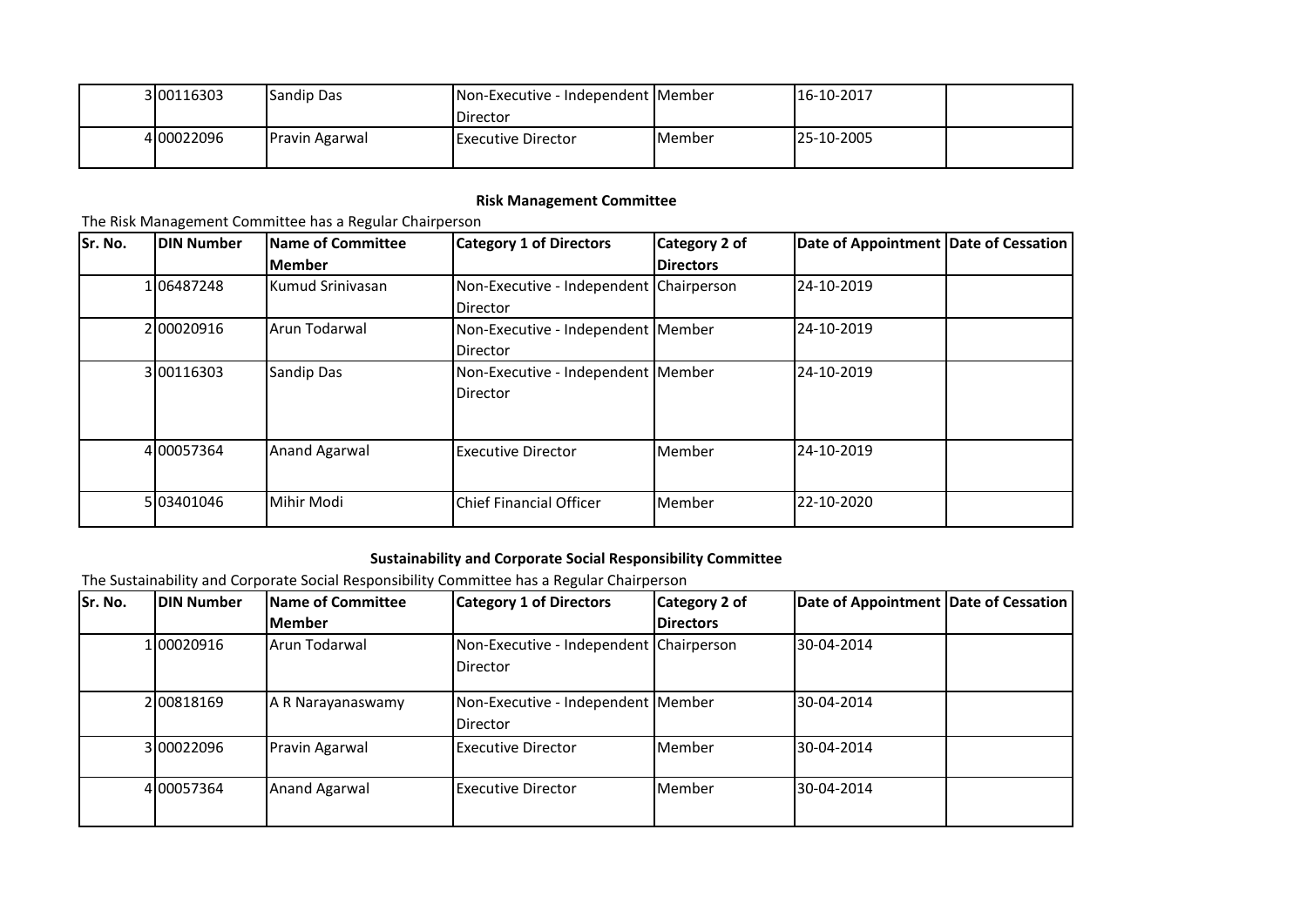| | | | | | | |
|---|---|---|---|---|---|---|
| 3 | 00116303 | Sandip Das | Non-Executive - Independent Director | Member | 16-10-2017 | |
| 4 | 00022096 | Pravin Agarwal | Executive Director | Member | 25-10-2005 | |

**Risk Management Committee**

The Risk Management Committee has a Regular Chairperson

| Sr. No. | DIN Number | Name of Committee Member | Category 1 of Directors | Category 2 of Directors | Date of Appointment | Date of Cessation |
|---|---|---|---|---|---|---|
| 1 | 06487248 | Kumud Srinivasan | Non-Executive - Independent Director | Chairperson | 24-10-2019 | |
| 2 | 00020916 | Arun Todarwal | Non-Executive - Independent Director | Member | 24-10-2019 | |
| 3 | 00116303 | Sandip Das | Non-Executive - Independent Director | Member | 24-10-2019 | |
| 4 | 00057364 | Anand Agarwal | Executive Director | Member | 24-10-2019 | |
| 5 | 03401046 | Mihir Modi | Chief Financial Officer | Member | 22-10-2020 | |

**Sustainability and Corporate Social Responsibility Committee**

The Sustainability and Corporate Social Responsibility Committee has a Regular Chairperson

| Sr. No. | DIN Number | Name of Committee Member | Category 1 of Directors | Category 2 of Directors | Date of Appointment | Date of Cessation |
|---|---|---|---|---|---|---|
| 1 | 00020916 | Arun Todarwal | Non-Executive - Independent Director | Chairperson | 30-04-2014 | |
| 2 | 00818169 | A R Narayanaswamy | Non-Executive - Independent Director | Member | 30-04-2014 | |
| 3 | 00022096 | Pravin Agarwal | Executive Director | Member | 30-04-2014 | |
| 4 | 00057364 | Anand Agarwal | Executive Director | Member | 30-04-2014 | |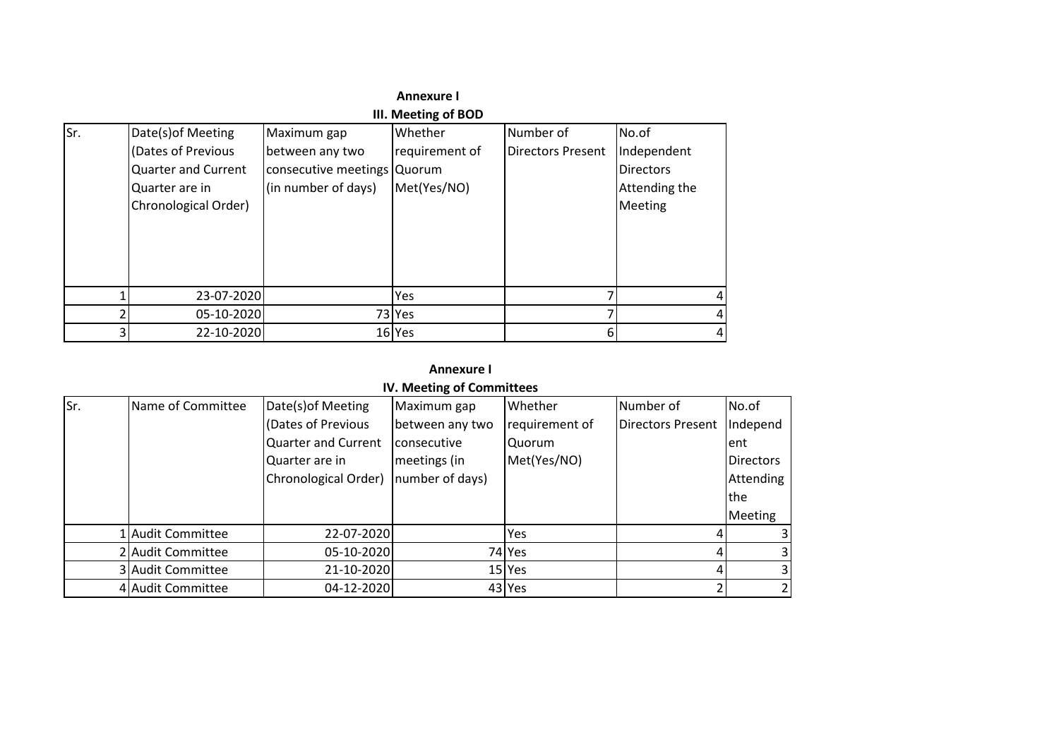## Annexure I

### III. Meeting of BOD

| Sr. | Date(s)of Meeting (Dates of Previous Quarter and Current Quarter are in Chronological Order) | Maximum gap between any two consecutive meetings (in number of days) | Whether requirement of Quorum Met(Yes/NO) | Number of Directors Present | No.of Independent Directors Attending the Meeting |
|---|---|---|---|---|---|
| 1 | 23-07-2020 | | Yes | 7 | 4 |
| 2 | 05-10-2020 | 73 | Yes | 7 | 4 |
| 3 | 22-10-2020 | 16 | Yes | 6 | 4 |

## Annexure I

### IV. Meeting of Committees

| Sr. | Name of Committee | Date(s)of Meeting (Dates of Previous Quarter and Current Quarter are in Chronological Order) | Maximum gap between any two consecutive meetings (in number of days) | Whether requirement of Quorum Met(Yes/NO) | Number of Directors Present | No.of Independent Directors Attending the Meeting |
|---|---|---|---|---|---|---|
| 1 | Audit Committee | 22-07-2020 | | Yes | 4 | 3 |
| 2 | Audit Committee | 05-10-2020 | 74 | Yes | 4 | 3 |
| 3 | Audit Committee | 21-10-2020 | 15 | Yes | 4 | 3 |
| 4 | Audit Committee | 04-12-2020 | 43 | Yes | 2 | 2 |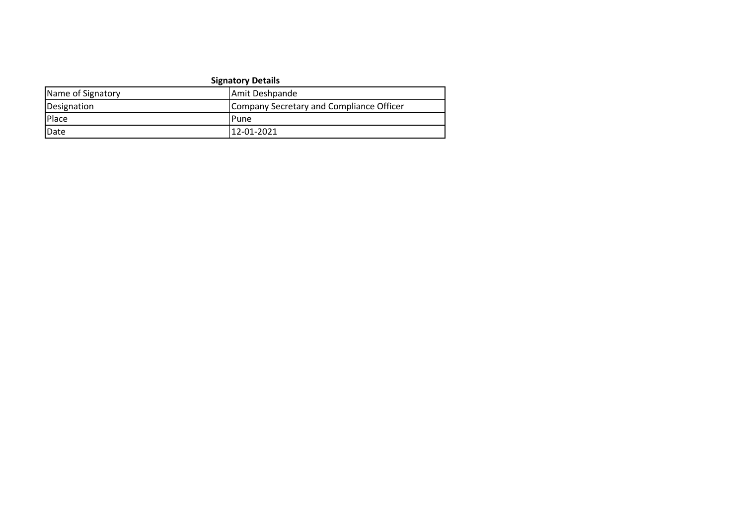**Signatory Details**

| | |
|---|---|
| Name of Signatory | Amit Deshpande |
| Designation | Company Secretary and Compliance Officer |
| Place | Pune |
| Date | 12-01-2021 |